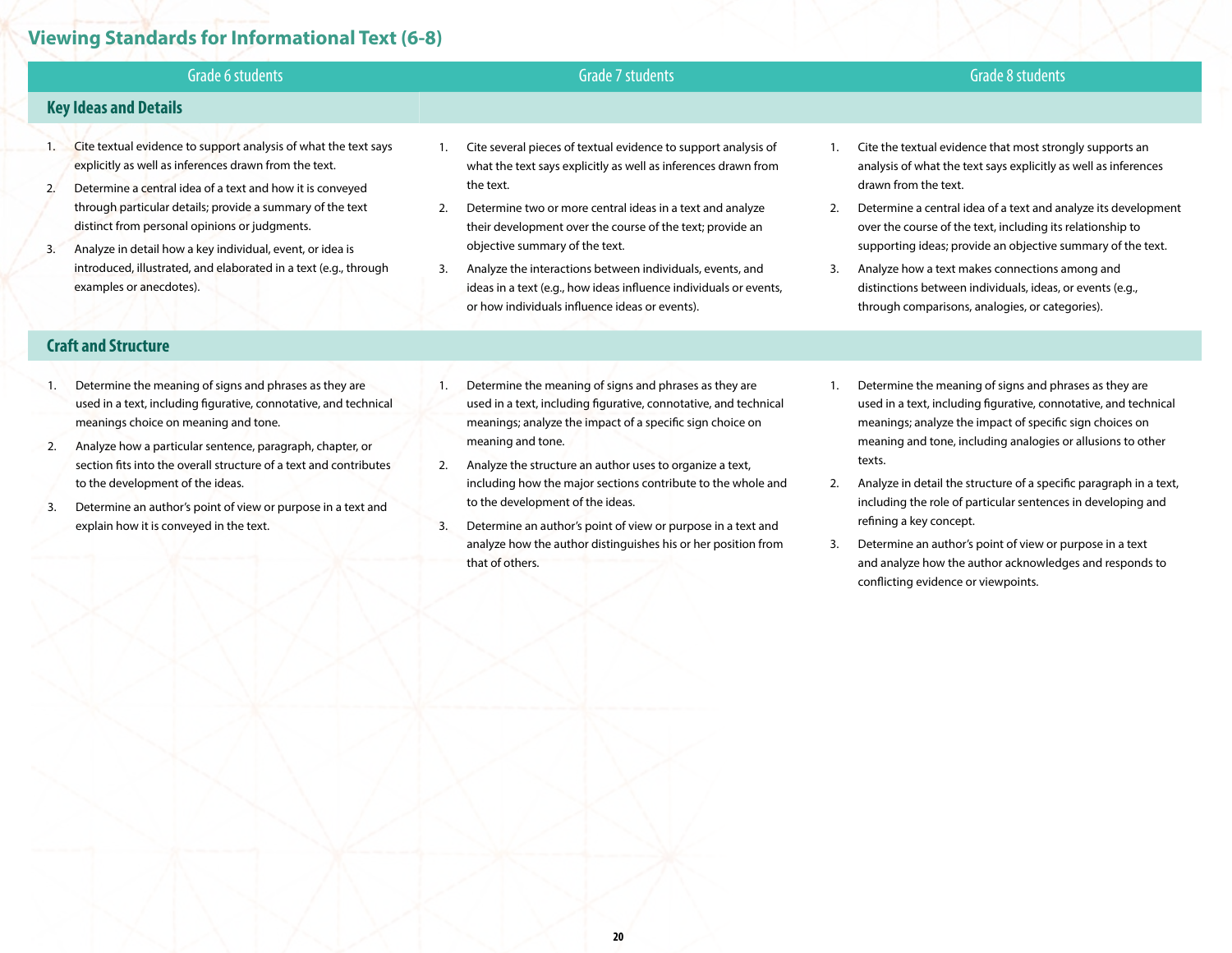## Viewing Standards for Informational Text (6-8)

| Grade 6 students | Grade 7 students | Grade 8 students |
|---|---|---|
| **Key Ideas and Details** | | |
| 1. Cite textual evidence to support analysis of what the text says explicitly as well as inferences drawn from the text.<br>2. Determine a central idea of a text and how it is conveyed through particular details; provide a summary of the text distinct from personal opinions or judgments.<br>3. Analyze in detail how a key individual, event, or idea is introduced, illustrated, and elaborated in a text (e.g., through examples or anecdotes). | 1. Cite several pieces of textual evidence to support analysis of what the text says explicitly as well as inferences drawn from the text.<br>2. Determine two or more central ideas in a text and analyze their development over the course of the text; provide an objective summary of the text.<br>3. Analyze the interactions between individuals, events, and ideas in a text (e.g., how ideas influence individuals or events, or how individuals influence ideas or events). | 1. Cite the textual evidence that most strongly supports an analysis of what the text says explicitly as well as inferences drawn from the text.<br>2. Determine a central idea of a text and analyze its development over the course of the text, including its relationship to supporting ideas; provide an objective summary of the text.<br>3. Analyze how a text makes connections among and distinctions between individuals, ideas, or events (e.g., through comparisons, analogies, or categories). |
| **Craft and Structure** | | |
| 1. Determine the meaning of signs and phrases as they are used in a text, including figurative, connotative, and technical meanings choice on meaning and tone.<br>2. Analyze how a particular sentence, paragraph, chapter, or section fits into the overall structure of a text and contributes to the development of the ideas.<br>3. Determine an author's point of view or purpose in a text and explain how it is conveyed in the text. | 1. Determine the meaning of signs and phrases as they are used in a text, including figurative, connotative, and technical meanings; analyze the impact of a specific sign choice on meaning and tone.<br>2. Analyze the structure an author uses to organize a text, including how the major sections contribute to the whole and to the development of the ideas.<br>3. Determine an author's point of view or purpose in a text and analyze how the author distinguishes his or her position from that of others. | 1. Determine the meaning of signs and phrases as they are used in a text, including figurative, connotative, and technical meanings; analyze the impact of specific sign choices on meaning and tone, including analogies or allusions to other texts.<br>2. Analyze in detail the structure of a specific paragraph in a text, including the role of particular sentences in developing and refining a key concept.<br>3. Determine an author's point of view or purpose in a text and analyze how the author acknowledges and responds to conflicting evidence or viewpoints. |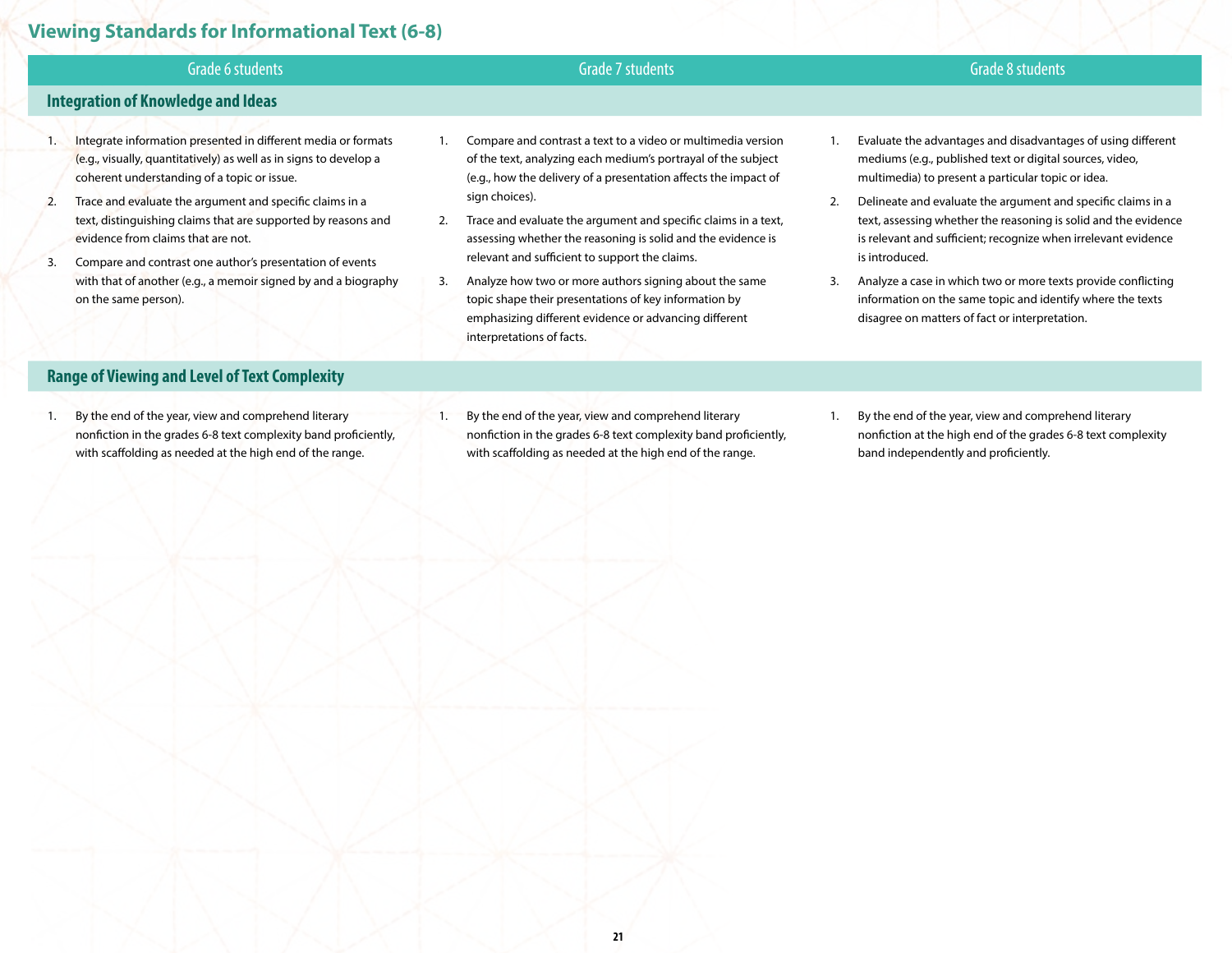## Viewing Standards for Informational Text (6-8)

| Grade 6 students | Grade 7 students | Grade 8 students |
| --- | --- | --- |
| **Integration of Knowledge and Ideas** | | |
| 1. Integrate information presented in different media or formats (e.g., visually, quantitatively) as well as in signs to develop a coherent understanding of a topic or issue.<br>2. Trace and evaluate the argument and specific claims in a text, distinguishing claims that are supported by reasons and evidence from claims that are not.<br>3. Compare and contrast one author's presentation of events with that of another (e.g., a memoir signed by and a biography on the same person). | 1. Compare and contrast a text to a video or multimedia version of the text, analyzing each medium's portrayal of the subject (e.g., how the delivery of a presentation affects the impact of sign choices).<br>2. Trace and evaluate the argument and specific claims in a text, assessing whether the reasoning is solid and the evidence is relevant and sufficient to support the claims.<br>3. Analyze how two or more authors signing about the same topic shape their presentations of key information by emphasizing different evidence or advancing different interpretations of facts. | 1. Evaluate the advantages and disadvantages of using different mediums (e.g., published text or digital sources, video, multimedia) to present a particular topic or idea.<br>2. Delineate and evaluate the argument and specific claims in a text, assessing whether the reasoning is solid and the evidence is relevant and sufficient; recognize when irrelevant evidence is introduced.<br>3. Analyze a case in which two or more texts provide conflicting information on the same topic and identify where the texts disagree on matters of fact or interpretation. |
| **Range of Viewing and Level of Text Complexity** | | |
| 1. By the end of the year, view and comprehend literary nonfiction in the grades 6-8 text complexity band proficiently, with scaffolding as needed at the high end of the range. | 1. By the end of the year, view and comprehend literary nonfiction in the grades 6-8 text complexity band proficiently, with scaffolding as needed at the high end of the range. | 1. By the end of the year, view and comprehend literary nonfiction at the high end of the grades 6-8 text complexity band independently and proficiently. |